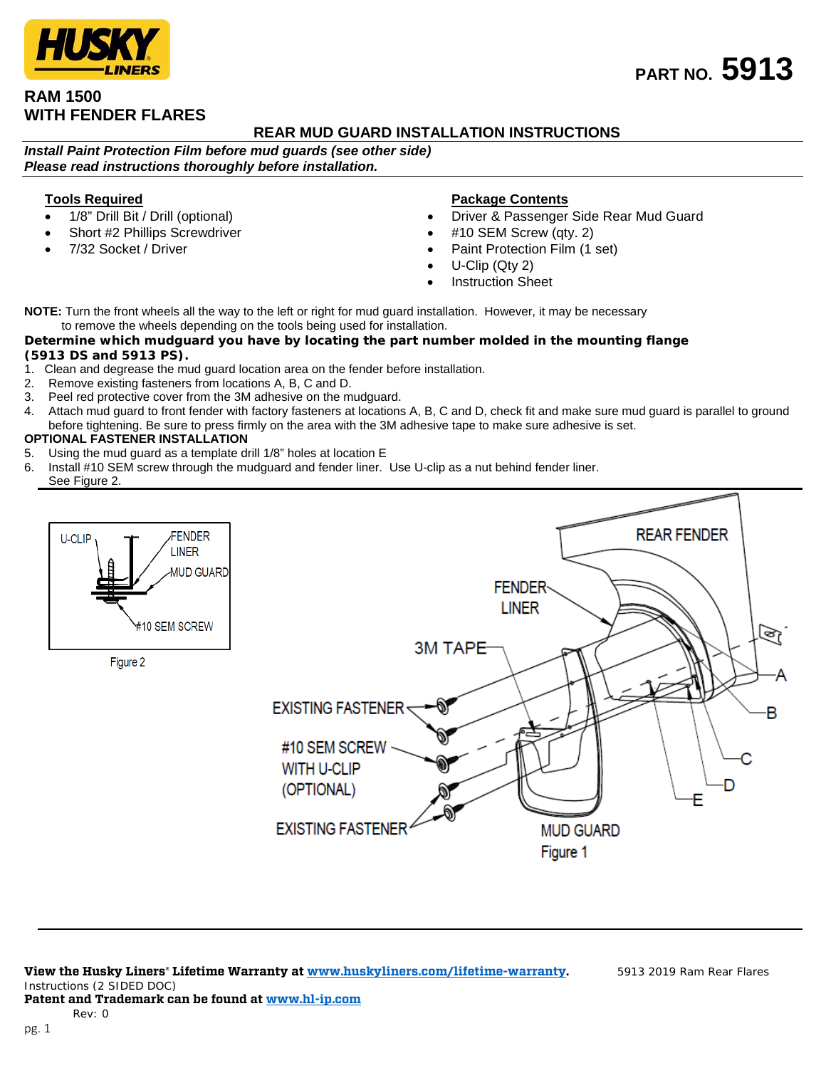HUSKY LINERS

**PART NO. 5913**

# RAM 1500 WITH FENDER FLARES

## REAR MUD GUARD INSTALLATION INSTRUCTIONS

***Install Paint Protection Film before mud guards (see other side)***
***Please read instructions thoroughly before installation.***

**Tools Required**

- 1/8" Drill Bit / Drill (optional)
- Short #2 Phillips Screwdriver
- 7/32 Socket / Driver

**Package Contents**

- Driver & Passenger Side Rear Mud Guard
- #10 SEM Screw (qty. 2)
- Paint Protection Film (1 set)
- U-Clip (Qty 2)
- Instruction Sheet

**NOTE:** Turn the front wheels all the way to the left or right for mud guard installation. However, it may be necessary to remove the wheels depending on the tools being used for installation.

**Determine which mudguard you have by locating the part number molded in the mounting flange (5913 DS and 5913 PS).**

1. Clean and degrease the mud guard location area on the fender before installation.
2. Remove existing fasteners from locations A, B, C and D.
3. Peel red protective cover from the 3M adhesive on the mudguard.
4. Attach mud guard to front fender with factory fasteners at locations A, B, C and D, check fit and make sure mud guard is parallel to ground before tightening. Be sure to press firmly on the area with the 3M adhesive tape to make sure adhesive is set.

**OPTIONAL FASTENER INSTALLATION**

5. Using the mud guard as a template drill 1/8" holes at location E
6. Install #10 SEM screw through the mudguard and fender liner. Use U-clip as a nut behind fender liner. See Figure 2.

Figure 2

Figure 1

**View the Husky Liners® Lifetime Warranty at www.huskyliners.com/lifetime-warranty.** 5913 2019 Ram Rear Flares Instructions (2 SIDED DOC)
**Patent and Trademark can be found at www.hl-ip.com**
Rev: 0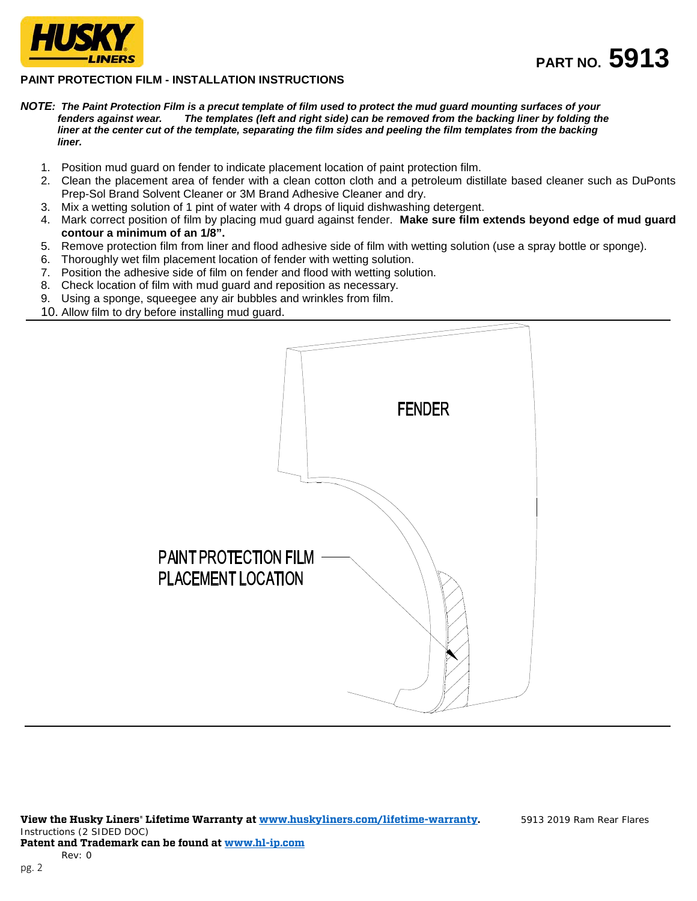PART NO. **5913**

## PAINT PROTECTION FILM - INSTALLATION INSTRUCTIONS

***NOTE:*** ***The Paint Protection Film is a precut template of film used to protect the mud guard mounting surfaces of your fenders against wear. The templates (left and right side) can be removed from the backing liner by folding the liner at the center cut of the template, separating the film sides and peeling the film templates from the backing liner.***

1. Position mud guard on fender to indicate placement location of paint protection film.
2. Clean the placement area of fender with a clean cotton cloth and a petroleum distillate based cleaner such as DuPonts Prep-Sol Brand Solvent Cleaner or 3M Brand Adhesive Cleaner and dry.
3. Mix a wetting solution of 1 pint of water with 4 drops of liquid dishwashing detergent.
4. Mark correct position of film by placing mud guard against fender. **Make sure film extends beyond edge of mud guard contour a minimum of an 1/8".**
5. Remove protection film from liner and flood adhesive side of film with wetting solution (use a spray bottle or sponge).
6. Thoroughly wet film placement location of fender with wetting solution.
7. Position the adhesive side of film on fender and flood with wetting solution.
8. Check location of film with mud guard and reposition as necessary.
9. Using a sponge, squeegee any air bubbles and wrinkles from film.
10. Allow film to dry before installing mud guard.

FENDER

PAINT PROTECTION FILM
PLACEMENT LOCATION

**View the Husky Liners® Lifetime Warranty at [www.huskyliners.com/lifetime-warranty](http://www.huskyliners.com/lifetime-warranty).**

5913 2019 Ram Rear Flares Instructions (2 SIDED DOC)

**Patent and Trademark can be found at [www.hl-ip.com](http://www.hl-ip.com)**

Rev: 0